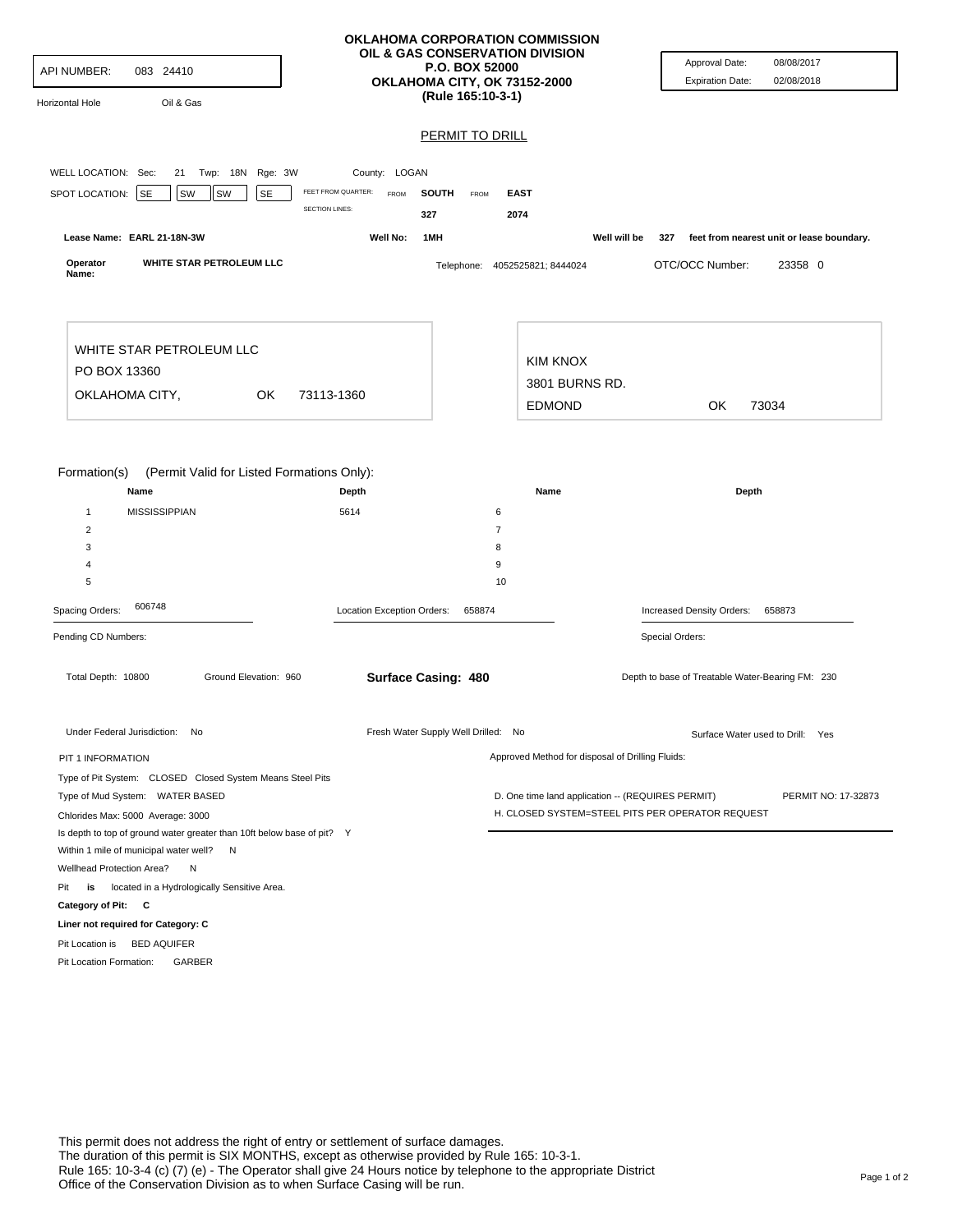API NUMBER: 083 24410

Horizontal Hole    Oil & Gas

**OKLAHOMA CORPORATION COMMISSION**
**OIL & GAS CONSERVATION DIVISION**
**P.O. BOX 52000**
**OKLAHOMA CITY, OK 73152-2000**
**(Rule 165:10-3-1)**

Approval Date: 08/08/2017
Expiration Date: 02/08/2018

## PERMIT TO DRILL

WELL LOCATION: Sec: 21 Twp: 18N Rge: 3W    County: LOGAN

SPOT LOCATION: SE SW SW SE    FEET FROM QUARTER: FROM **SOUTH** FROM **EAST**
SECTION LINES: 327    2074

Lease Name: **EARL 21-18N-3W**    Well No: **1MH**    Well will be 327 feet from nearest unit or lease boundary.

Operator Name: **WHITE STAR PETROLEUM LLC**    Telephone: 4052525821; 8444024    OTC/OCC Number: 23358 0

WHITE STAR PETROLEUM LLC
PO BOX 13360
OKLAHOMA CITY, OK 73113-1360

KIM KNOX
3801 BURNS RD.
EDMOND OK 73034

Formation(s) (Permit Valid for Listed Formations Only):

| | Name | Depth | | Name | Depth |
|---|---|---|---|---|---|
| 1 | MISSISSIPPIAN | 5614 | 6 | | |
| 2 | | | 7 | | |
| 3 | | | 8 | | |
| 4 | | | 9 | | |
| 5 | | | 10 | | |

Spacing Orders: 606748    Location Exception Orders: 658874    Increased Density Orders: 658873

Pending CD Numbers:    Special Orders:

Total Depth: 10800    Ground Elevation: 960    **Surface Casing: 480**    Depth to base of Treatable Water-Bearing FM: 230

Under Federal Jurisdiction: No    Fresh Water Supply Well Drilled: No    Surface Water used to Drill: Yes

PIT 1 INFORMATION

Type of Pit System: CLOSED Closed System Means Steel Pits
Type of Mud System: WATER BASED
Chlorides Max: 5000 Average: 3000
Is depth to top of ground water greater than 10ft below base of pit? Y
Within 1 mile of municipal water well? N
Wellhead Protection Area? N
Pit **is** located in a Hydrologically Sensitive Area.
**Category of Pit: C**
**Liner not required for Category: C**
Pit Location is BED AQUIFER
Pit Location Formation: GARBER

Approved Method for disposal of Drilling Fluids:

D. One time land application -- (REQUIRES PERMIT)    PERMIT NO: 17-32873
H. CLOSED SYSTEM=STEEL PITS PER OPERATOR REQUEST

This permit does not address the right of entry or settlement of surface damages.
The duration of this permit is SIX MONTHS, except as otherwise provided by Rule 165: 10-3-1.
Rule 165: 10-3-4 (c) (7) (e) - The Operator shall give 24 Hours notice by telephone to the appropriate District Office of the Conservation Division as to when Surface Casing will be run.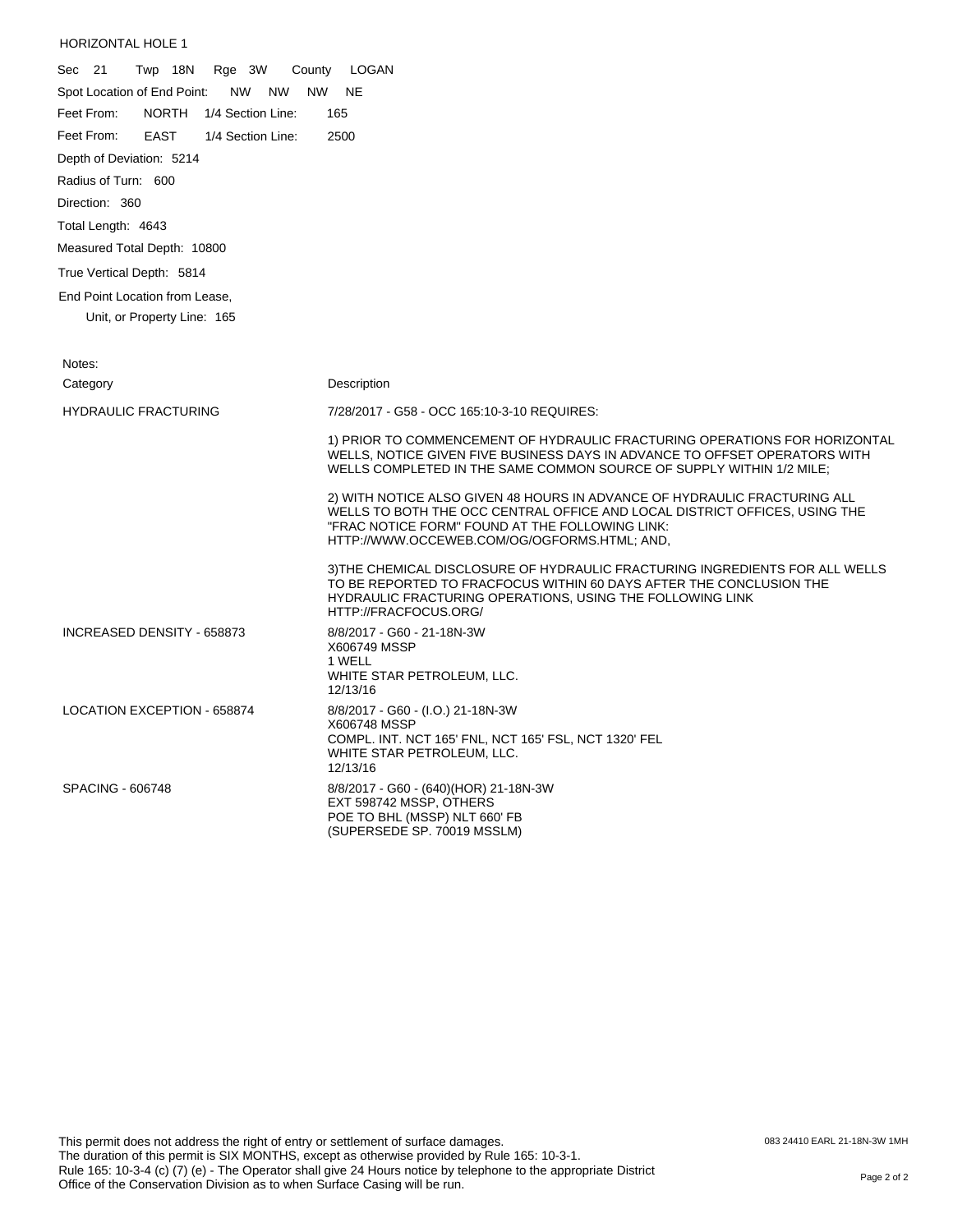HORIZONTAL HOLE 1

Sec 21 Twp 18N Rge 3W County LOGAN

Spot Location of End Point: NW NW NW NE

Feet From: NORTH 1/4 Section Line: 165

Feet From: EAST 1/4 Section Line: 2500

Depth of Deviation: 5214

Radius of Turn: 600

Direction: 360

Total Length: 4643

Measured Total Depth: 10800

True Vertical Depth: 5814

End Point Location from Lease, Unit, or Property Line: 165

Notes:

| Category | Description |
|---|---|
| HYDRAULIC FRACTURING | 7/28/2017 - G58 - OCC 165:10-3-10 REQUIRES:<br><br>1) PRIOR TO COMMENCEMENT OF HYDRAULIC FRACTURING OPERATIONS FOR HORIZONTAL WELLS, NOTICE GIVEN FIVE BUSINESS DAYS IN ADVANCE TO OFFSET OPERATORS WITH WELLS COMPLETED IN THE SAME COMMON SOURCE OF SUPPLY WITHIN 1/2 MILE;<br><br>2) WITH NOTICE ALSO GIVEN 48 HOURS IN ADVANCE OF HYDRAULIC FRACTURING ALL WELLS TO BOTH THE OCC CENTRAL OFFICE AND LOCAL DISTRICT OFFICES, USING THE "FRAC NOTICE FORM" FOUND AT THE FOLLOWING LINK: HTTP://WWW.OCCEWEB.COM/OG/OGFORMS.HTML; AND,<br><br>3)THE CHEMICAL DISCLOSURE OF HYDRAULIC FRACTURING INGREDIENTS FOR ALL WELLS TO BE REPORTED TO FRACFOCUS WITHIN 60 DAYS AFTER THE CONCLUSION THE HYDRAULIC FRACTURING OPERATIONS, USING THE FOLLOWING LINK HTTP://FRACFOCUS.ORG/ |
| INCREASED DENSITY - 658873 | 8/8/2017 - G60 - 21-18N-3W<br>X606749 MSSP<br>1 WELL<br>WHITE STAR PETROLEUM, LLC.<br>12/13/16 |
| LOCATION EXCEPTION - 658874 | 8/8/2017 - G60 - (I.O.) 21-18N-3W<br>X606748 MSSP<br>COMPL. INT. NCT 165' FNL, NCT 165' FSL, NCT 1320' FEL<br>WHITE STAR PETROLEUM, LLC.<br>12/13/16 |
| SPACING - 606748 | 8/8/2017 - G60 - (640)(HOR) 21-18N-3W<br>EXT 598742 MSSP, OTHERS<br>POE TO BHL (MSSP) NLT 660' FB<br>(SUPERSEDE SP. 70019 MSSLM) |

This permit does not address the right of entry or settlement of surface damages.
The duration of this permit is SIX MONTHS, except as otherwise provided by Rule 165: 10-3-1.
Rule 165: 10-3-4 (c) (7) (e) - The Operator shall give 24 Hours notice by telephone to the appropriate District Office of the Conservation Division as to when Surface Casing will be run.

083 24410 EARL 21-18N-3W 1MH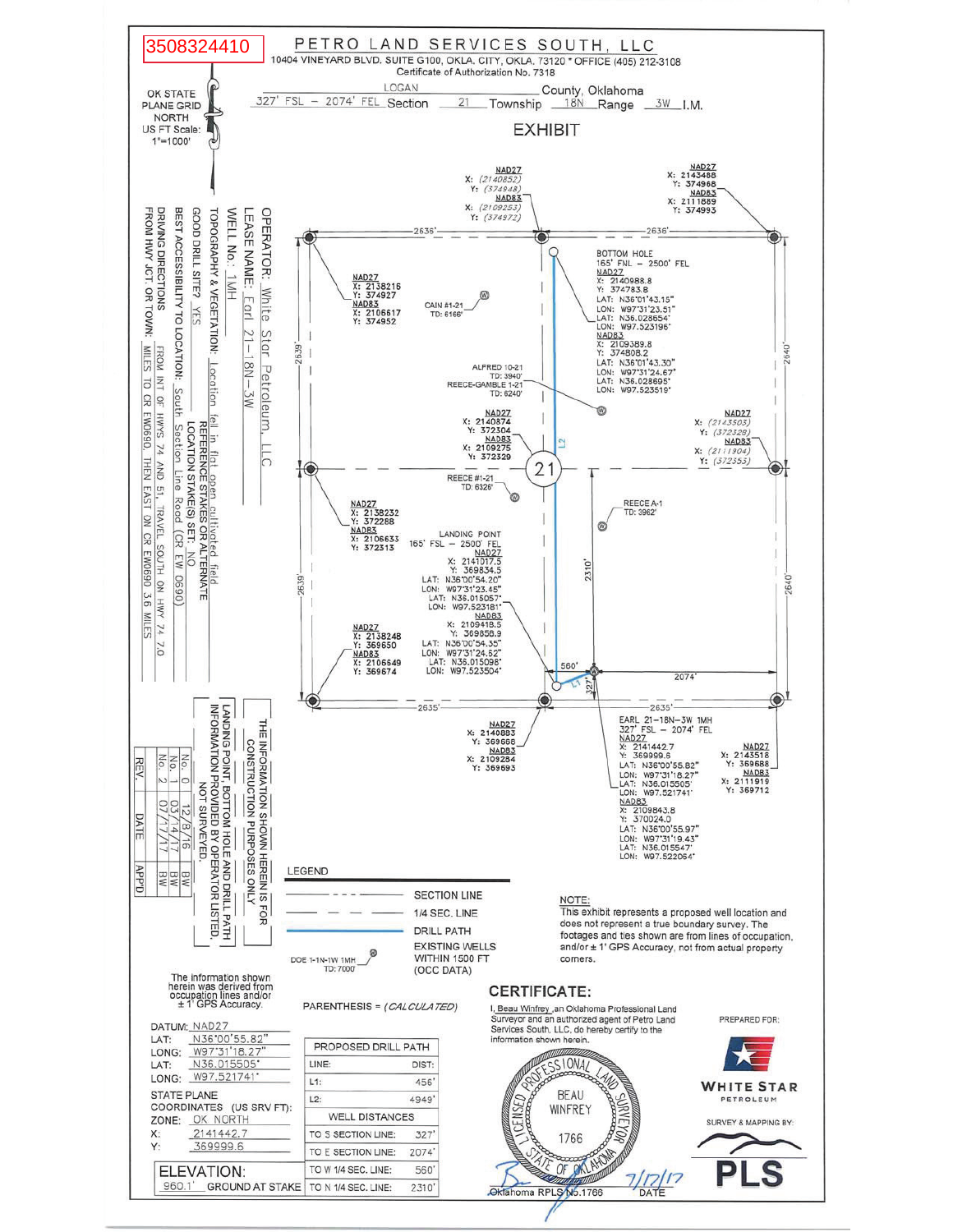3508324410

# PETRO LAND SERVICES SOUTH, LLC

10404 VINEYARD BLVD. SUITE G100, OKLA. CITY, OKLA. 73120 * OFFICE (405) 212-3108
Certificate of Authorization No. 7318

OK STATE PLANE GRID NORTH
US FT Scale: 1"=1000'

LOGAN County, Oklahoma
327' FSL – 2074' FEL Section 21 Township 18N Range 3W I.M.

## EXHIBIT

OPERATOR: White Star Petroleum, LLC
LEASE NAME: Earl 21-18N-3W
WELL No.: 1MH
TOPOGRAPHY & VEGETATION: Location fell in flat open cultivated field
GOOD DRILL SITE? YES
REFERENCE STAKES OR ALTERNATE LOCATION STAKE(S) SET: NO
BEST ACCESSIBILITY TO LOCATION: South Section Line Road (CR EW 0690)
DRIVING DIRECTIONS FROM HWY JCT. OR TOWN: FROM INT OF HWYS 74 AND 51, TRAVEL SOUTH ON HWY 74 7.0 MILES TO CR EW0690, THEN EAST ON CR EW0690 3.6 MILES

NAD27
X: (2140852)
Y: (374948)
NAD83
X: (2109253)
Y: (374972)

NAD27
X: 2143488
Y: 374968
NAD83
X: 2111889
Y: 374993

2636' 2636'

NAD27
X: 2138216
Y: 374927
NAD83
X: 2106617
Y: 374952

CAIN #1-21
TD: 6166'

BOTTOM HOLE
165' FNL – 2500' FEL
NAD27
X: 2140988.8
Y: 374783.8
LAT: N36°01'43.15"
LON: W97°31'23.51"
LAT: N36.028654°
LON: W97.523196°
NAD83
X: 2109389.8
Y: 374808.2
LAT: N36°01'43.30"
LON: W97°31'24.67"
LAT: N36.028695°
LON: W97.523519°

2639' 2640'

ALFRED 10-21
TD: 3940'
REECE-GAMBLE 1-21
TD: 6240'

NAD27
X: 2140874
Y: 372304
NAD83
X: 2109275
Y: 372329

NAD27
X: (2143503)
Y: (372329)
NAD83
X: (2111904)
Y: (372353)

L2

21

REECE #1-21
TD: 6326'

REECE A-1
TD: 3962'

NAD27
X: 2138232
Y: 372288
NAD83
X: 2106633
Y: 372313

LANDING POINT
165' FSL – 2500' FEL
NAD27
X: 2141017.5
Y: 369834.5
LAT: N36°00'54.20"
LON: W97°31'23.45"
LAT: N36.015057°
LON: W97.523181°
NAD83
X: 2109418.5
Y: 369858.9
LAT: N36°00'54.35"
LON: W97°31'24.62"
LAT: N36.015098°
LON: W97.523504°

2639' 2310' 2640'

NAD27
X: 2138248
Y: 369650
NAD83
X: 2106649
Y: 369674

560' L1 327' 2074'

2635' 2635'

NAD27
X: 2140883
Y: 369668
NAD83
X: 2109284
Y: 369693

EARL 21–18N–3W 1MH
327' FSL – 2074' FEL
NAD27
X: 2141442.7
Y: 369999.6
LAT: N36°00'55.82"
LON: W97°31'18.27"
LAT: N36.015505°
LON: W97.521741°
NAD83
X: 2109843.8
Y: 370024.0
LAT: N36°00'55.97"
LON: W97°31'19.43"
LAT: N36.015547°
LON: W97.522064°

NAD27
X: 2143518
Y: 369688
NAD83
X: 2111919
Y: 369712

THE INFORMATION SHOWN HEREIN IS FOR CONSTRUCTION PURPOSES ONLY

LANDING POINT, BOTTOM HOLE AND DRILL PATH INFORMATION PROVIDED BY OPERATOR LISTED, NOT SURVEYED.

| REV. | DATE | APP'D |
|---|---|---|
| No. 0 | 12/8/16 | BW |
| No. 1 | 03/14/17 | BW |
| No. 2 | 07/17/17 | BW |

LEGEND
SECTION LINE
1/4 SEC. LINE
DRILL PATH
EXISTING WELLS WITHIN 1500 FT (OCC DATA)

DOE 1-1N-1W 1MH
TD: 7000'

NOTE:
This exhibit represents a proposed well location and does not represent a true boundary survey. The footages and ties shown are from lines of occupation, and/or ± 1' GPS Accuracy, not from actual property corners.

The information shown herein was derived from occupation lines and/or ± 1' GPS Accuracy.

PARENTHESIS = (*CALCULATED*)

DATUM: NAD27
LAT: N36°00'55.82"
LONG: W97°31'18.27"
LAT: N36.015505°
LONG: W97.521741°

STATE PLANE COORDINATES (US SRV FT):
ZONE: OK NORTH
X: 2141442.7
Y: 369999.6

| PROPOSED DRILL PATH | |
|---|---|
| LINE: | DIST: |
| L1: | 456' |
| L2: | 4949' |
| **WELL DISTANCES** | |
| TO S SECTION LINE: | 327' |
| TO E SECTION LINE: | 2074' |
| TO W 1/4 SEC. LINE: | 560' |
| TO N 1/4 SEC. LINE: | 2310' |

ELEVATION:
960.1' GROUND AT STAKE

## CERTIFICATE:

I, Beau Winfrey, an Oklahoma Professional Land Surveyor and an authorized agent of Petro Land Services South, LLC, do hereby certify to the information shown herein.

LICENSED PROFESSIONAL LAND SURVEYOR
BEAU WINFREY
1766
STATE OF OKLAHOMA

7/17/17
Oklahoma RPLS No.1766 DATE

PREPARED FOR:
WHITE STAR PETROLEUM

SURVEY & MAPPING BY:
PLS